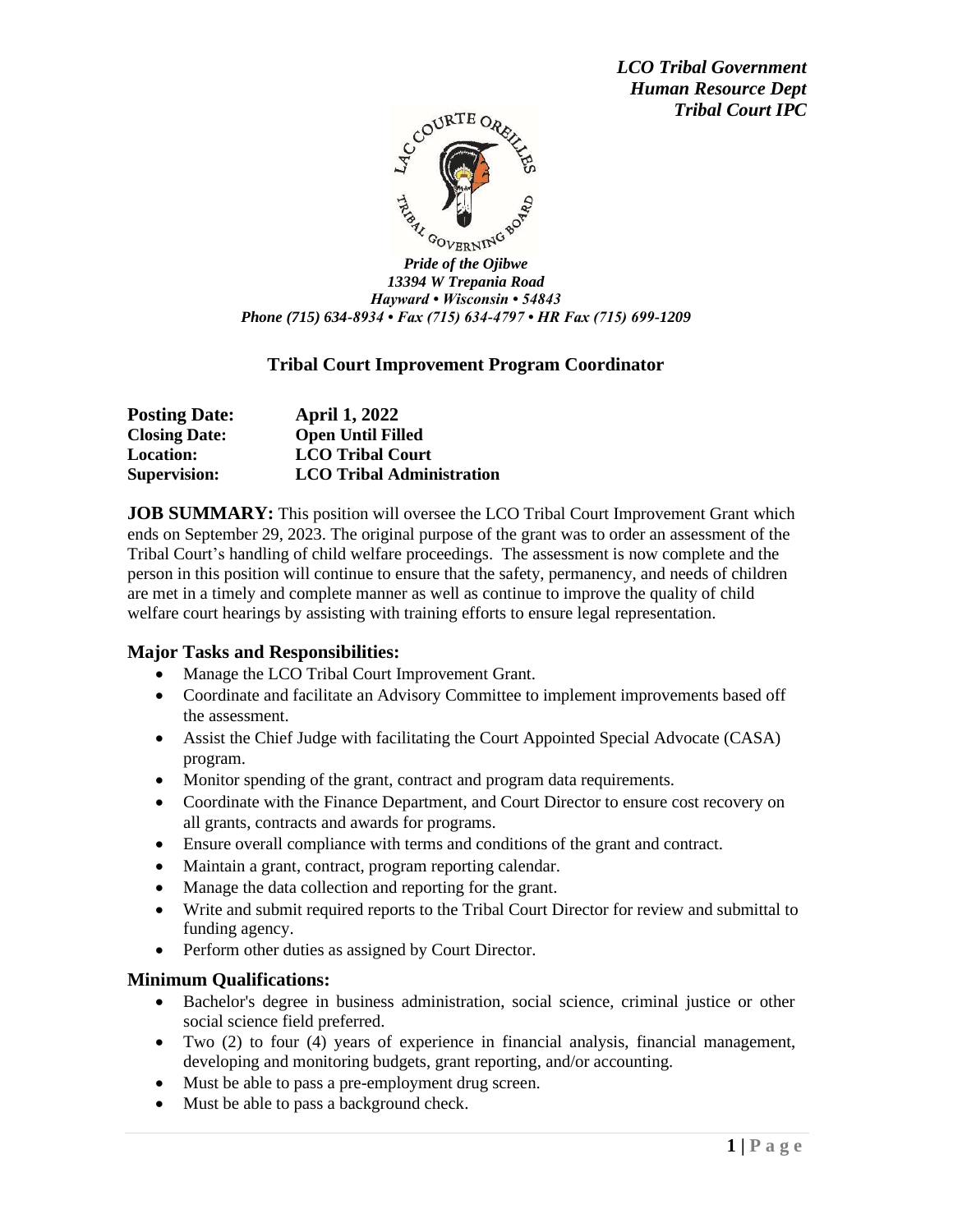*LCO Tribal Government*
*Human Resource Dept*
*Tribal Court IPC*

*Pride of the Ojibwe*
*13394 W Trepania Road*
*Hayward • Wisconsin • 54843*
*Phone (715) 634-8934 • Fax (715) 634-4797 • HR Fax (715) 699-1209*

## Tribal Court Improvement Program Coordinator

| | |
|---|---|
| **Posting Date:** | **April 1, 2022** |
| **Closing Date:** | **Open Until Filled** |
| **Location:** | **LCO Tribal Court** |
| **Supervision:** | **LCO Tribal Administration** |

**JOB SUMMARY:** This position will oversee the LCO Tribal Court Improvement Grant which ends on September 29, 2023. The original purpose of the grant was to order an assessment of the Tribal Court's handling of child welfare proceedings. The assessment is now complete and the person in this position will continue to ensure that the safety, permanency, and needs of children are met in a timely and complete manner as well as continue to improve the quality of child welfare court hearings by assisting with training efforts to ensure legal representation.

### Major Tasks and Responsibilities:

- Manage the LCO Tribal Court Improvement Grant.
- Coordinate and facilitate an Advisory Committee to implement improvements based off the assessment.
- Assist the Chief Judge with facilitating the Court Appointed Special Advocate (CASA) program.
- Monitor spending of the grant, contract and program data requirements.
- Coordinate with the Finance Department, and Court Director to ensure cost recovery on all grants, contracts and awards for programs.
- Ensure overall compliance with terms and conditions of the grant and contract.
- Maintain a grant, contract, program reporting calendar.
- Manage the data collection and reporting for the grant.
- Write and submit required reports to the Tribal Court Director for review and submittal to funding agency.
- Perform other duties as assigned by Court Director.

### Minimum Qualifications:

- Bachelor's degree in business administration, social science, criminal justice or other social science field preferred.
- Two (2) to four (4) years of experience in financial analysis, financial management, developing and monitoring budgets, grant reporting, and/or accounting.
- Must be able to pass a pre-employment drug screen.
- Must be able to pass a background check.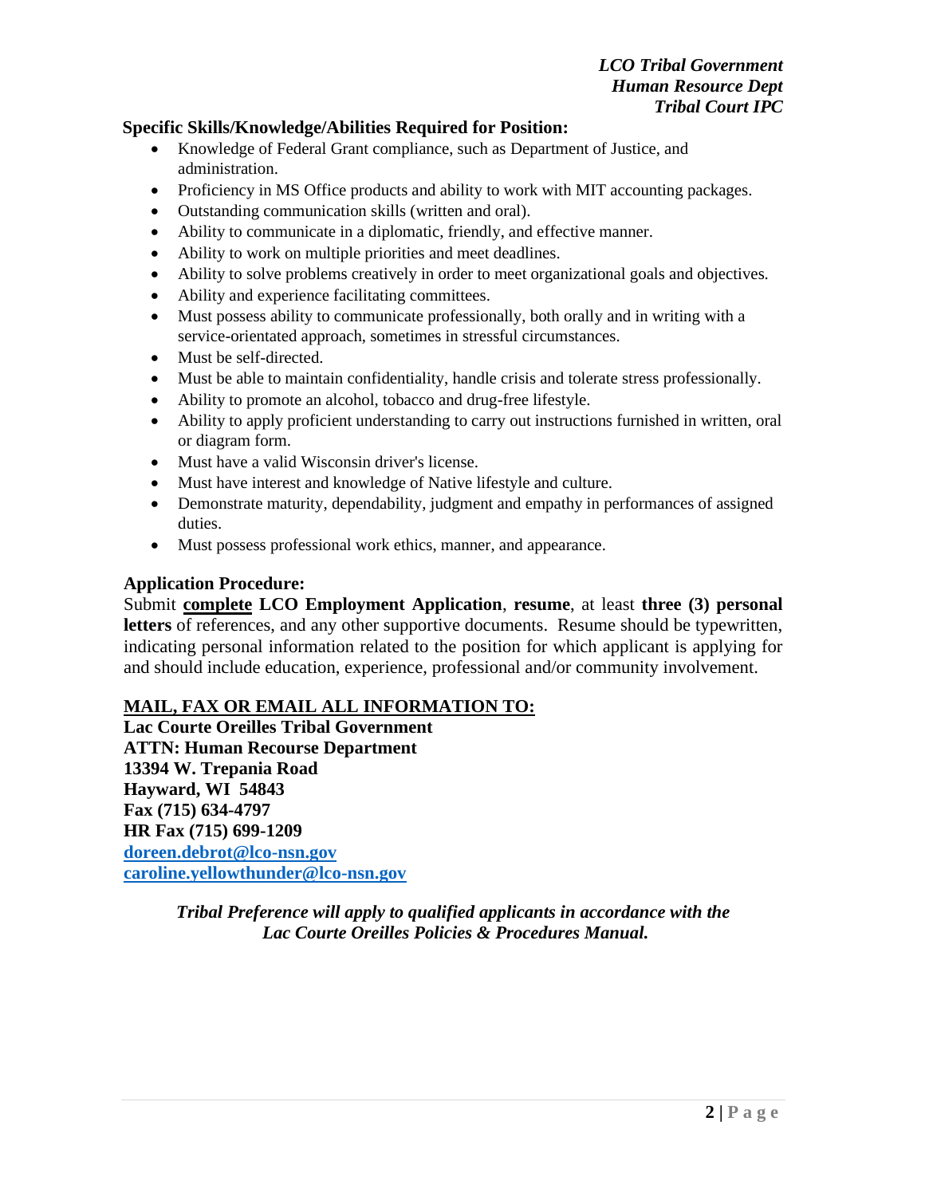**Specific Skills/Knowledge/Abilities Required for Position:**

- Knowledge of Federal Grant compliance, such as Department of Justice, and administration.
- Proficiency in MS Office products and ability to work with MIT accounting packages.
- Outstanding communication skills (written and oral).
- Ability to communicate in a diplomatic, friendly, and effective manner.
- Ability to work on multiple priorities and meet deadlines.
- Ability to solve problems creatively in order to meet organizational goals and objectives.
- Ability and experience facilitating committees.
- Must possess ability to communicate professionally, both orally and in writing with a service-orientated approach, sometimes in stressful circumstances.
- Must be self-directed.
- Must be able to maintain confidentiality, handle crisis and tolerate stress professionally.
- Ability to promote an alcohol, tobacco and drug-free lifestyle.
- Ability to apply proficient understanding to carry out instructions furnished in written, oral or diagram form.
- Must have a valid Wisconsin driver's license.
- Must have interest and knowledge of Native lifestyle and culture.
- Demonstrate maturity, dependability, judgment and empathy in performances of assigned duties.
- Must possess professional work ethics, manner, and appearance.

**Application Procedure:**

Submit **complete LCO Employment Application**, **resume**, at least **three (3) personal letters** of references, and any other supportive documents. Resume should be typewritten, indicating personal information related to the position for which applicant is applying for and should include education, experience, professional and/or community involvement.

**MAIL, FAX OR EMAIL ALL INFORMATION TO:**

**Lac Courte Oreilles Tribal Government**
**ATTN: Human Recourse Department**
**13394 W. Trepania Road**
**Hayward, WI 54843**
**Fax (715) 634-4797**
**HR Fax (715) 699-1209**
**doreen.debrot@lco-nsn.gov**
**caroline.yellowthunder@lco-nsn.gov**

***Tribal Preference will apply to qualified applicants in accordance with the Lac Courte Oreilles Policies & Procedures Manual.***